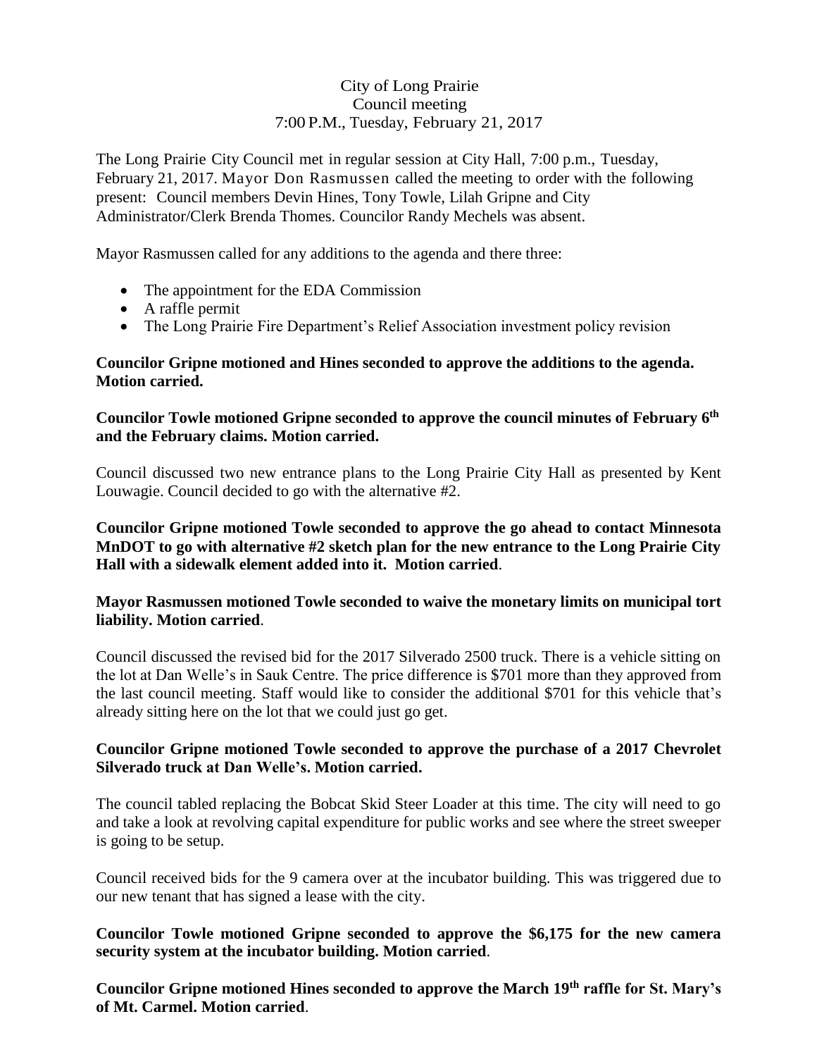City of Long Prairie
Council meeting
7:00 P.M., Tuesday, February 21, 2017

The Long Prairie City Council met in regular session at City Hall, 7:00 p.m., Tuesday, February 21, 2017. Mayor Don Rasmussen called the meeting to order with the following present: Council members Devin Hines, Tony Towle, Lilah Gripne and City Administrator/Clerk Brenda Thomes. Councilor Randy Mechels was absent.

Mayor Rasmussen called for any additions to the agenda and there three:

- The appointment for the EDA Commission
- A raffle permit
- The Long Prairie Fire Department's Relief Association investment policy revision

**Councilor Gripne motioned and Hines seconded to approve the additions to the agenda. Motion carried.**

**Councilor Towle motioned Gripne seconded to approve the council minutes of February 6th and the February claims. Motion carried.**

Council discussed two new entrance plans to the Long Prairie City Hall as presented by Kent Louwagie. Council decided to go with the alternative #2.

**Councilor Gripne motioned Towle seconded to approve the go ahead to contact Minnesota MnDOT to go with alternative #2 sketch plan for the new entrance to the Long Prairie City Hall with a sidewalk element added into it. Motion carried**.

**Mayor Rasmussen motioned Towle seconded to waive the monetary limits on municipal tort liability. Motion carried**.

Council discussed the revised bid for the 2017 Silverado 2500 truck. There is a vehicle sitting on the lot at Dan Welle's in Sauk Centre. The price difference is $701 more than they approved from the last council meeting. Staff would like to consider the additional $701 for this vehicle that's already sitting here on the lot that we could just go get.

**Councilor Gripne motioned Towle seconded to approve the purchase of a 2017 Chevrolet Silverado truck at Dan Welle's. Motion carried.**

The council tabled replacing the Bobcat Skid Steer Loader at this time. The city will need to go and take a look at revolving capital expenditure for public works and see where the street sweeper is going to be setup.

Council received bids for the 9 camera over at the incubator building. This was triggered due to our new tenant that has signed a lease with the city.

**Councilor Towle motioned Gripne seconded to approve the $6,175 for the new camera security system at the incubator building. Motion carried**.

**Councilor Gripne motioned Hines seconded to approve the March 19th raffle for St. Mary's of Mt. Carmel. Motion carried**.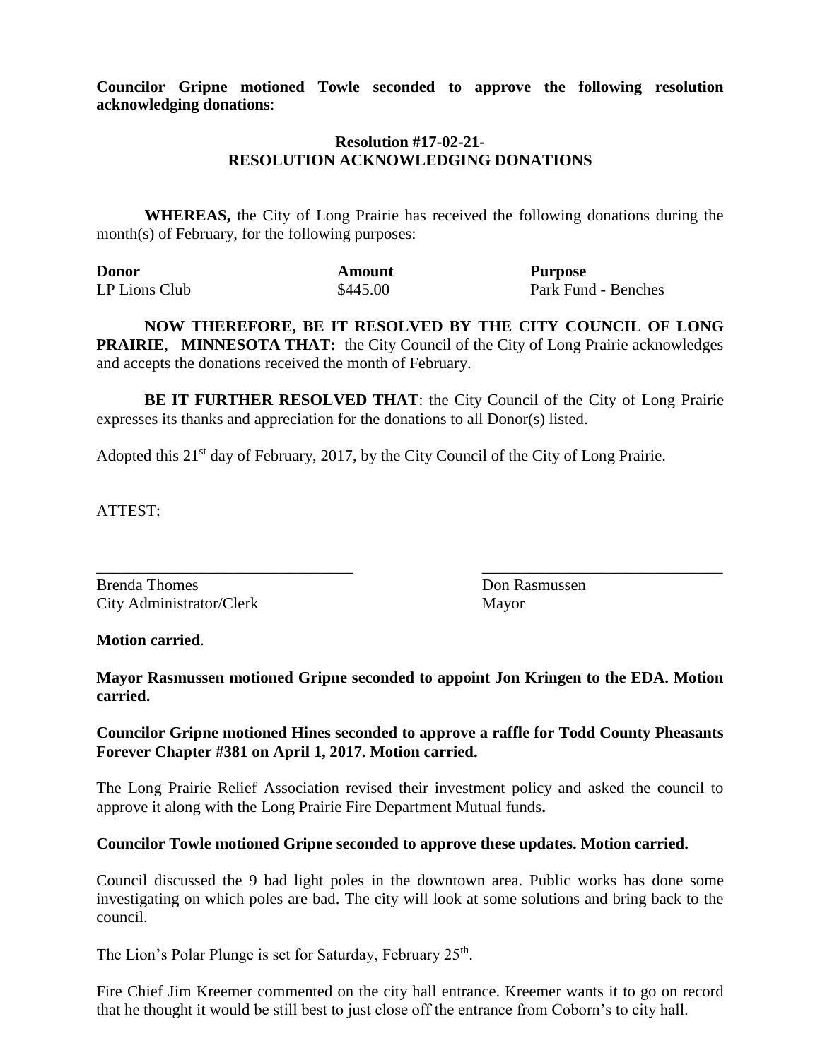**Councilor Gripne motioned Towle seconded to approve the following resolution acknowledging donations**:

**Resolution #17-02-21-**
**RESOLUTION ACKNOWLEDGING DONATIONS**

**WHEREAS,** the City of Long Prairie has received the following donations during the month(s) of February, for the following purposes:

| **Donor** | **Amount** | **Purpose** |
|---|---|---|
| LP Lions Club | $445.00 | Park Fund - Benches |

**NOW THEREFORE, BE IT RESOLVED BY THE CITY COUNCIL OF LONG PRAIRIE**, **MINNESOTA THAT:** the City Council of the City of Long Prairie acknowledges and accepts the donations received the month of February.

**BE IT FURTHER RESOLVED THAT**: the City Council of the City of Long Prairie expresses its thanks and appreciation for the donations to all Donor(s) listed.

Adopted this 21st day of February, 2017, by the City Council of the City of Long Prairie.

ATTEST:

\_\_\_\_\_\_\_\_\_\_\_\_\_\_\_\_\_\_\_\_\_\_\_\_\_\_\_\_\_\_\_\_ \_\_\_\_\_\_\_\_\_\_\_\_\_\_\_\_\_\_\_\_\_\_\_\_\_\_\_\_\_\_\_\_

Brenda Thomes
City Administrator/Clerk

Don Rasmussen
Mayor

**Motion carried**.

**Mayor Rasmussen motioned Gripne seconded to appoint Jon Kringen to the EDA. Motion carried.**

**Councilor Gripne motioned Hines seconded to approve a raffle for Todd County Pheasants Forever Chapter #381 on April 1, 2017. Motion carried.**

The Long Prairie Relief Association revised their investment policy and asked the council to approve it along with the Long Prairie Fire Department Mutual funds**.**

**Councilor Towle motioned Gripne seconded to approve these updates. Motion carried.**

Council discussed the 9 bad light poles in the downtown area. Public works has done some investigating on which poles are bad. The city will look at some solutions and bring back to the council.

The Lion's Polar Plunge is set for Saturday, February 25th.

Fire Chief Jim Kreemer commented on the city hall entrance. Kreemer wants it to go on record that he thought it would be still best to just close off the entrance from Coborn's to city hall.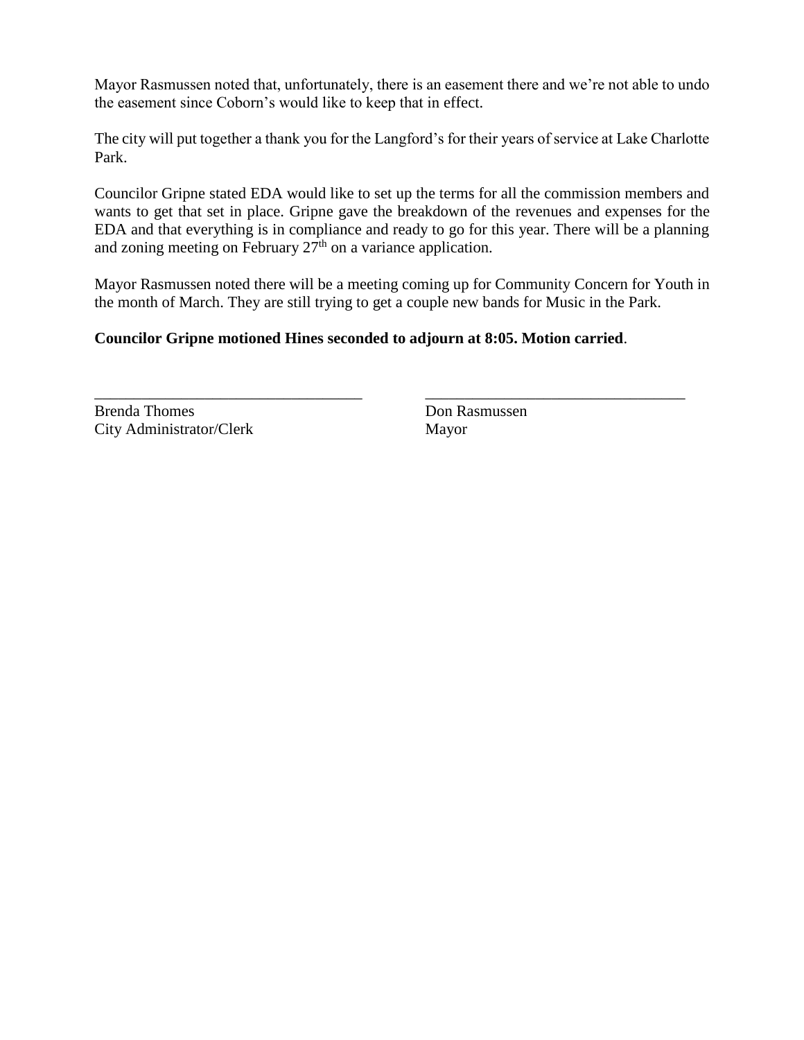Mayor Rasmussen noted that, unfortunately, there is an easement there and we're not able to undo the easement since Coborn's would like to keep that in effect.

The city will put together a thank you for the Langford's for their years of service at Lake Charlotte Park.

Councilor Gripne stated EDA would like to set up the terms for all the commission members and wants to get that set in place. Gripne gave the breakdown of the revenues and expenses for the EDA and that everything is in compliance and ready to go for this year. There will be a planning and zoning meeting on February 27th on a variance application.

Mayor Rasmussen noted there will be a meeting coming up for Community Concern for Youth in the month of March. They are still trying to get a couple new bands for Music in the Park.

**Councilor Gripne motioned Hines seconded to adjourn at 8:05. Motion carried**.

| | |
|---|---|
| ___________________________________ | ___________________________________ |
| Brenda Thomes | Don Rasmussen |
| City Administrator/Clerk | Mayor |